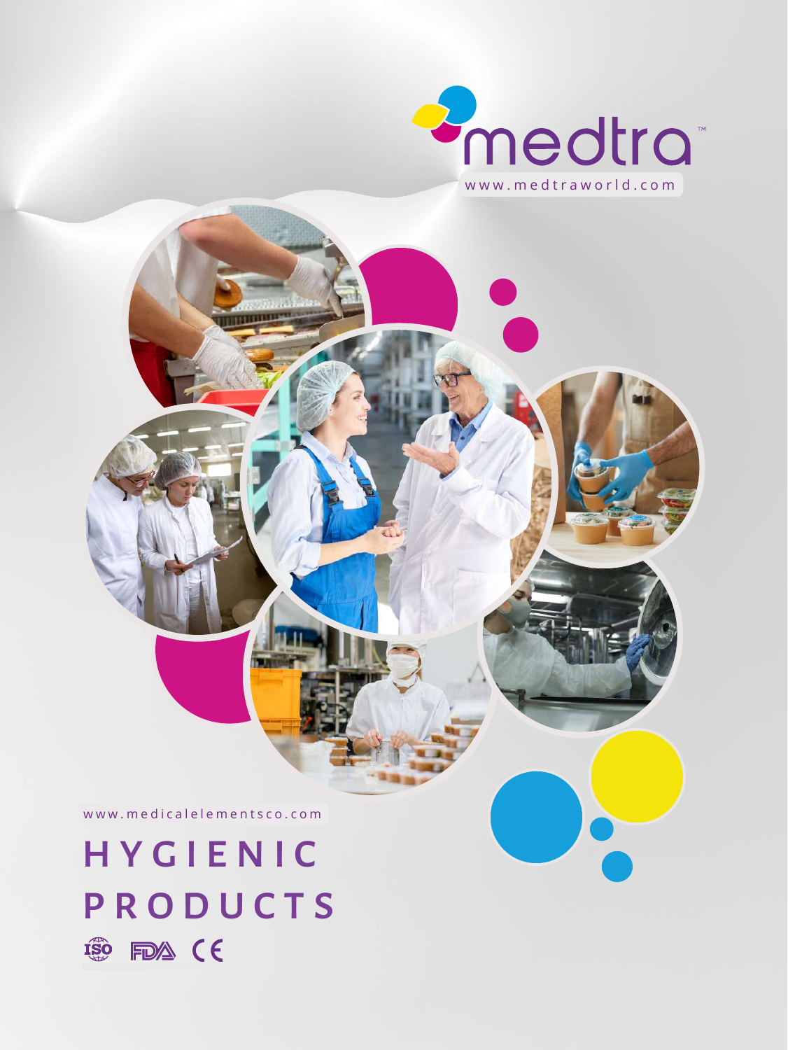medtra™

www.medtraworld.com

www.medicalelementsco.com

# HYGIENIC PRODUCTS

ISO FDA CE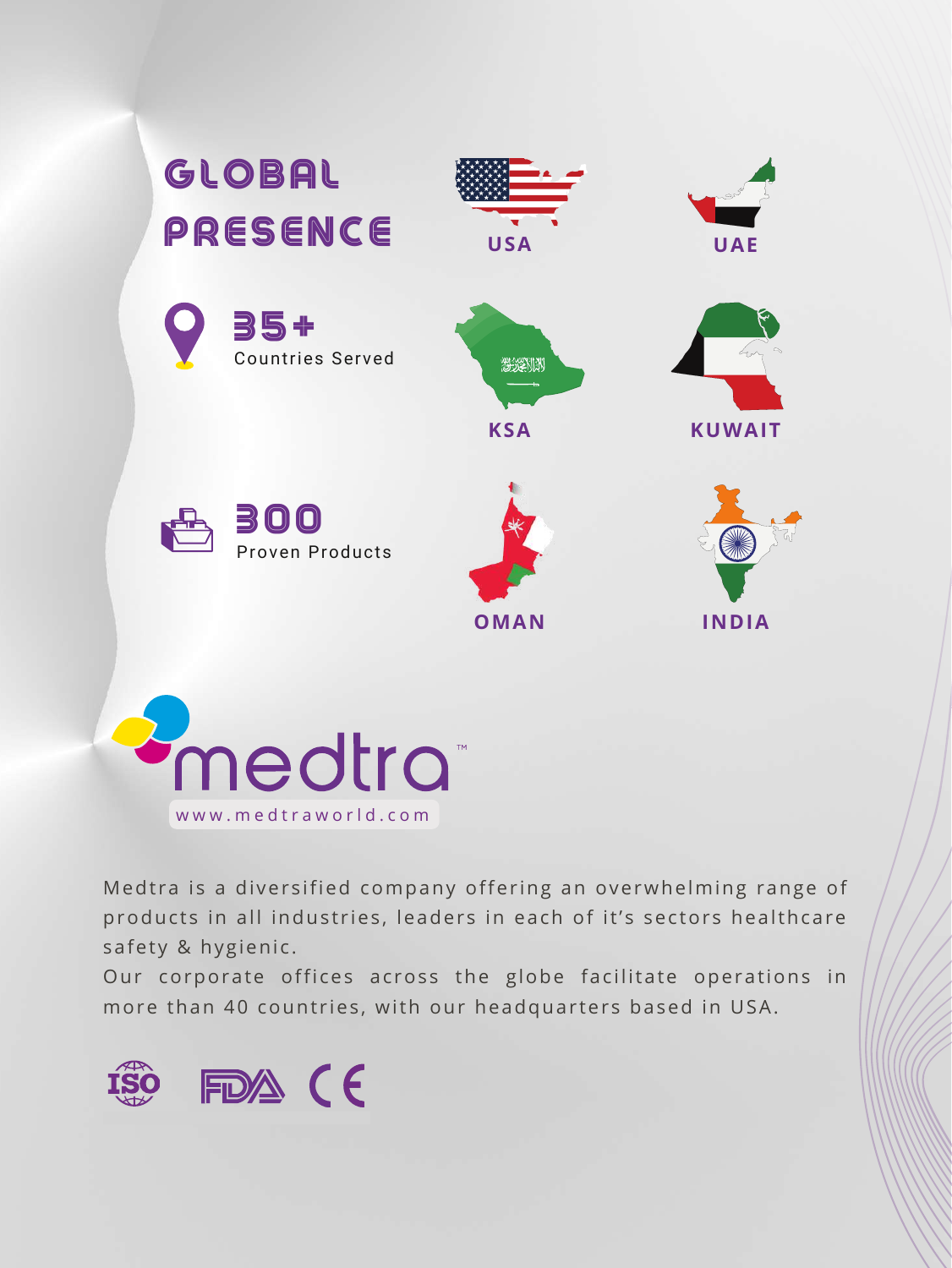# GLOBAL PRESENCE

**35+**
Countries Served

**300**
Proven Products

USA

UAE

KSA

KUWAIT

OMAN

INDIA

medtra™
www.medtraworld.com

Medtra is a diversified company offering an overwhelming range of products in all industries, leaders in each of it's sectors healthcare safety & hygienic.
Our corporate offices across the globe facilitate operations in more than 40 countries, with our headquarters based in USA.

ISO FDA CE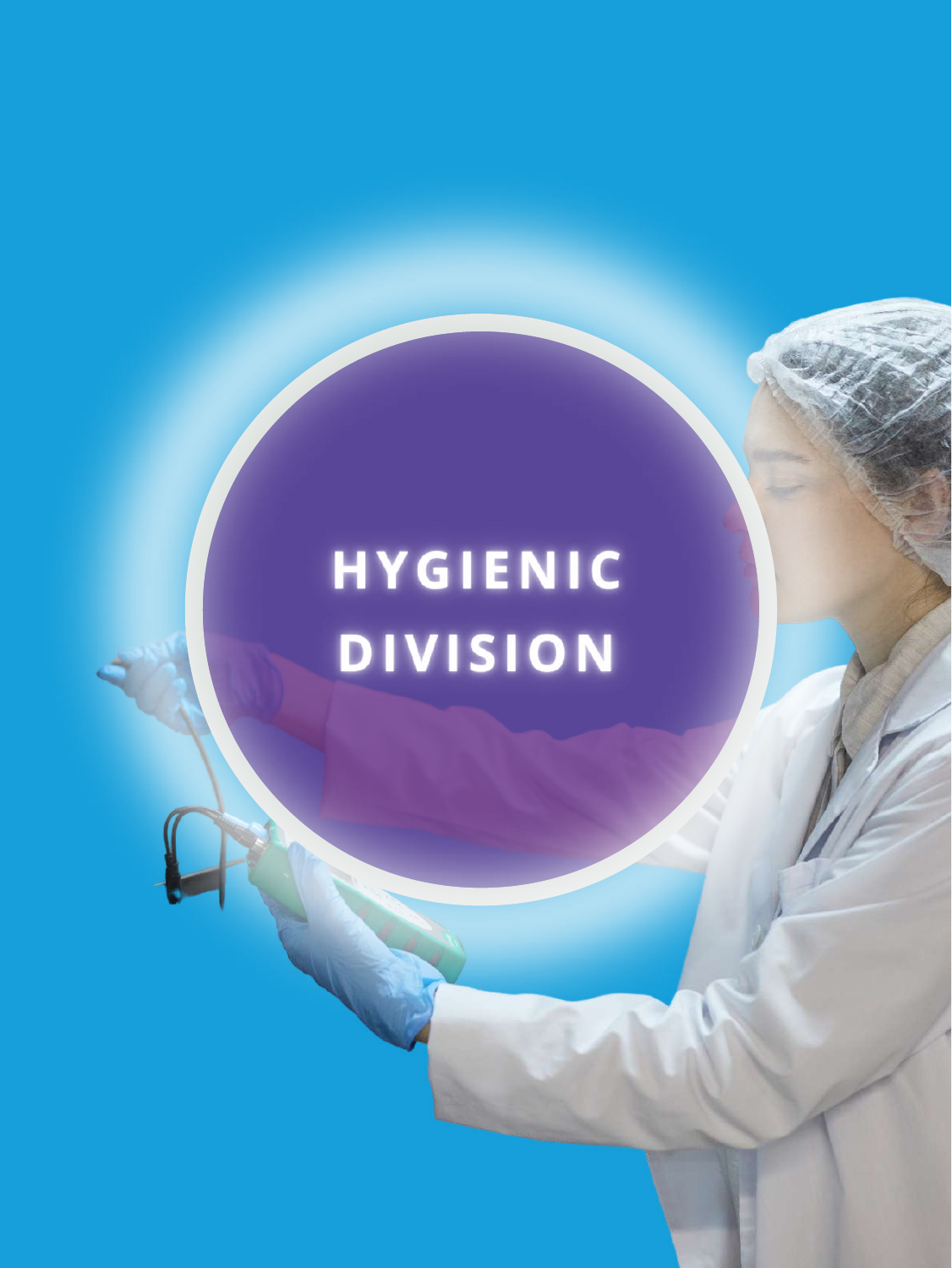# HYGIENIC DIVISION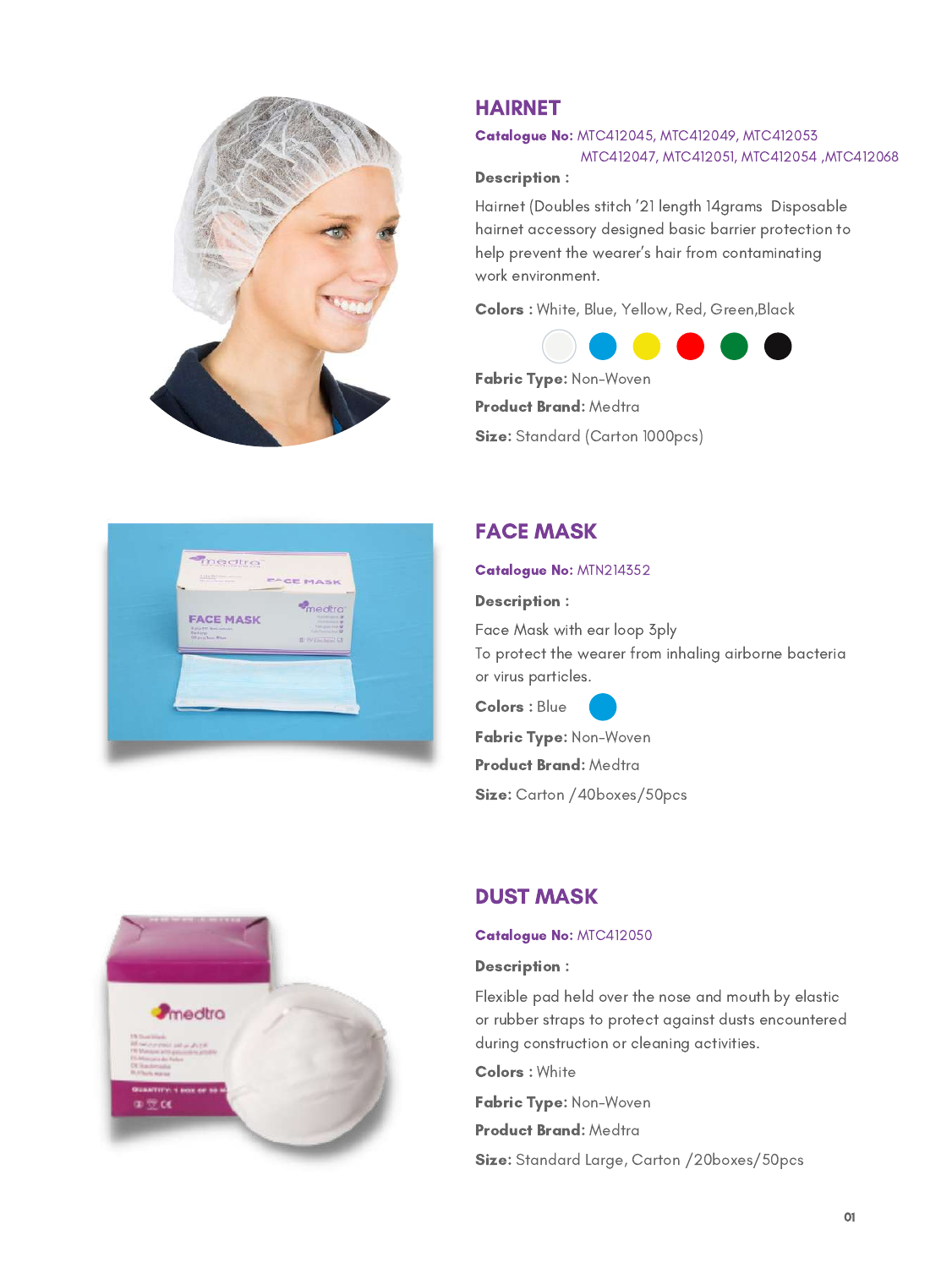## HAIRNET

**Catalogue No:** MTC412045, MTC412049, MTC412053
MTC412047, MTC412051, MTC412054 ,MTC412068

**Description :**

Hairnet (Doubles stitch '21 length 14grams Disposable hairnet accessory designed basic barrier protection to help prevent the wearer's hair from contaminating work environment.

**Colors :** White, Blue, Yellow, Red, Green,Black

**Fabric Type:** Non-Woven

**Product Brand:** Medtra

**Size:** Standard (Carton 1000pcs)

## FACE MASK

**Catalogue No:** MTN214352

**Description :**

Face Mask with ear loop 3ply
To protect the wearer from inhaling airborne bacteria or virus particles.

**Colors :** Blue

**Fabric Type:** Non-Woven

**Product Brand:** Medtra

**Size:** Carton /40boxes/50pcs

## DUST MASK

**Catalogue No:** MTC412050

**Description :**

Flexible pad held over the nose and mouth by elastic or rubber straps to protect against dusts encountered during construction or cleaning activities.

**Colors :** White

**Fabric Type:** Non-Woven

**Product Brand:** Medtra

**Size:** Standard Large, Carton /20boxes/50pcs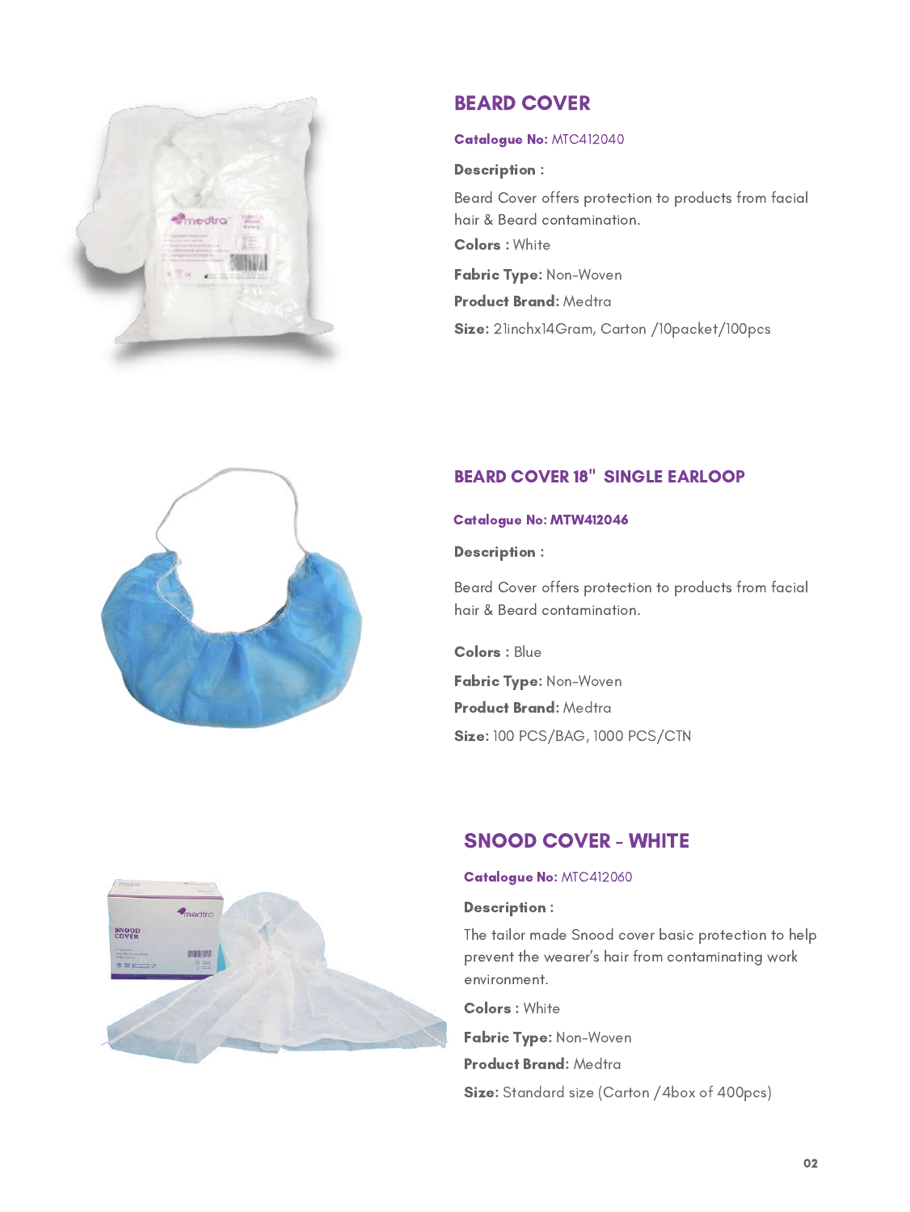## BEARD COVER

**Catalogue No:** MTC412040

**Description :**

Beard Cover offers protection to products from facial hair & Beard contamination.

**Colors :** White

**Fabric Type:** Non-Woven

**Product Brand:** Medtra

**Size:** 21inchx14Gram, Carton /10packet/100pcs

## BEARD COVER 18" SINGLE EARLOOP

**Catalogue No: MTW412046**

**Description :**

Beard Cover offers protection to products from facial hair & Beard contamination.

**Colors :** Blue

**Fabric Type:** Non-Woven

**Product Brand:** Medtra

**Size:** 100 PCS/BAG, 1000 PCS/CTN

## SNOOD COVER - WHITE

**Catalogue No:** MTC412060

**Description :**

The tailor made Snood cover basic protection to help prevent the wearer's hair from contaminating work environment.

**Colors :** White

**Fabric Type:** Non-Woven

**Product Brand:** Medtra

**Size:** Standard size (Carton /4box of 400pcs)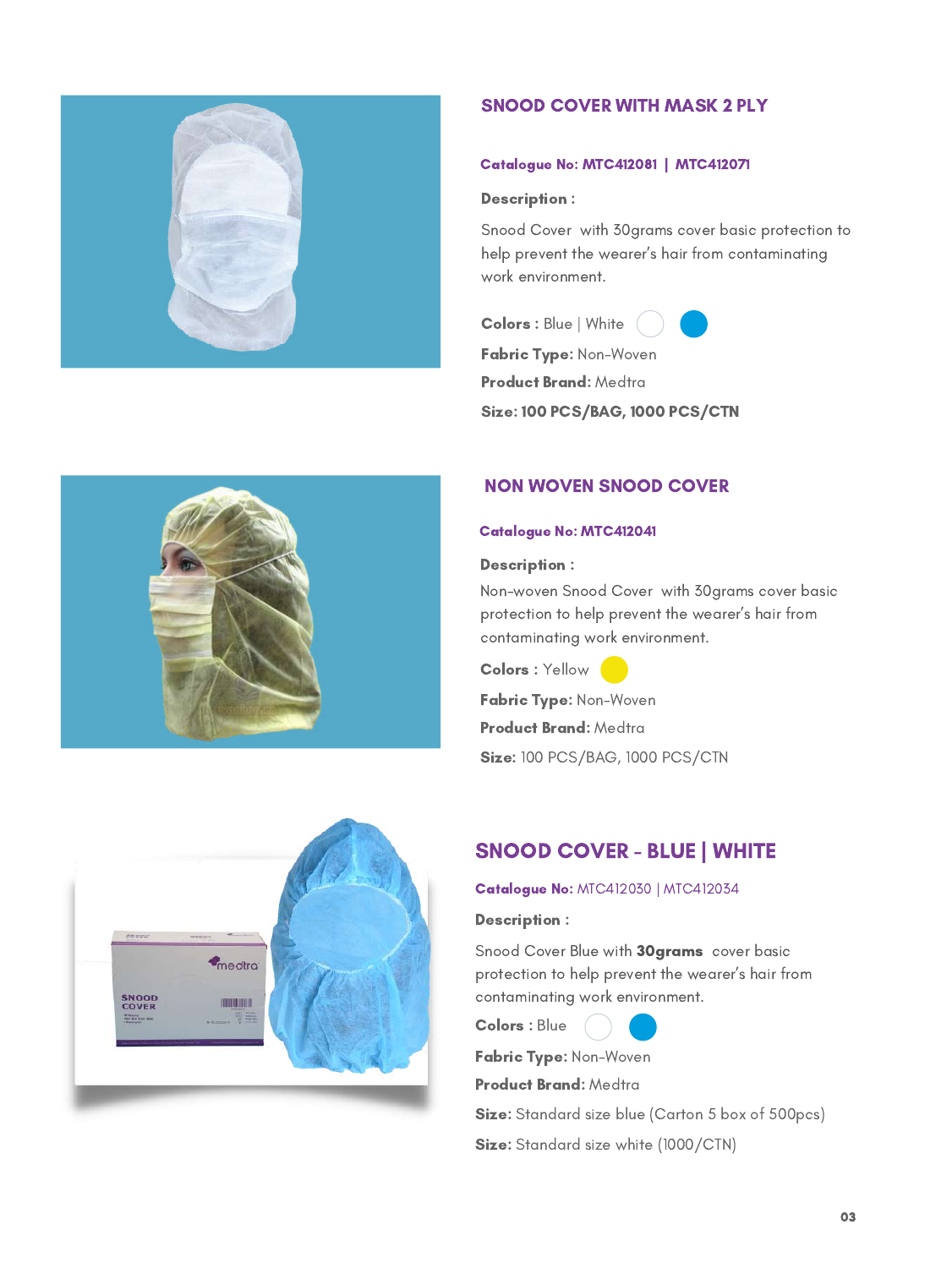## SNOOD COVER WITH MASK 2 PLY

**Catalogue No: MTC412081 | MTC412071**

**Description :**

Snood Cover with 30grams cover basic protection to help prevent the wearer's hair from contaminating work environment.

**Colors :** Blue | White

**Fabric Type:** Non-Woven

**Product Brand:** Medtra

**Size: 100 PCS/BAG, 1000 PCS/CTN**

## NON WOVEN SNOOD COVER

**Catalogue No: MTC412041**

**Description :**

Non-woven Snood Cover with 30grams cover basic protection to help prevent the wearer's hair from contaminating work environment.

**Colors :** Yellow

**Fabric Type:** Non-Woven

**Product Brand:** Medtra

**Size:** 100 PCS/BAG, 1000 PCS/CTN

## SNOOD COVER - BLUE | WHITE

**Catalogue No:** MTC412030 | MTC412034

**Description :**

Snood Cover Blue with **30grams** cover basic protection to help prevent the wearer's hair from contaminating work environment.

**Colors :** Blue

**Fabric Type:** Non-Woven

**Product Brand:** Medtra

**Size:** Standard size blue (Carton 5 box of 500pcs)

**Size:** Standard size white (1000/CTN)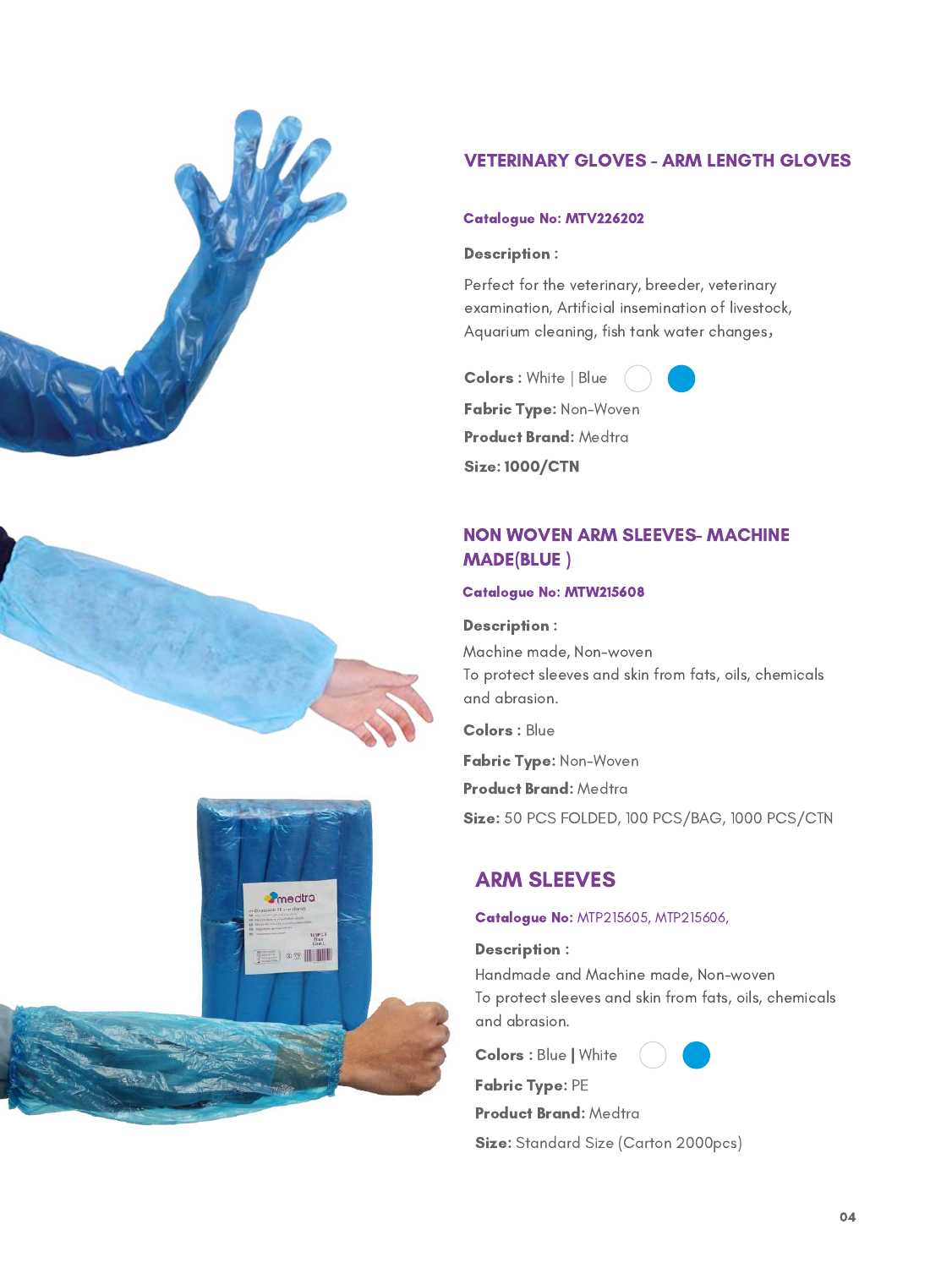## VETERINARY GLOVES - ARM LENGTH GLOVES

**Catalogue No: MTV226202**

**Description :**

Perfect for the veterinary, breeder, veterinary examination, Artificial insemination of livestock, Aquarium cleaning, fish tank water changes,

**Colors :** White | Blue

**Fabric Type:** Non-Woven

**Product Brand:** Medtra

**Size: 1000/CTN**

## NON WOVEN ARM SLEEVES- MACHINE MADE(BLUE )

**Catalogue No: MTW215608**

**Description :**

Machine made, Non-woven
To protect sleeves and skin from fats, oils, chemicals and abrasion.

**Colors :** Blue

**Fabric Type:** Non-Woven

**Product Brand:** Medtra

**Size:** 50 PCS FOLDED, 100 PCS/BAG, 1000 PCS/CTN

## ARM SLEEVES

**Catalogue No:** MTP215605, MTP215606,

**Description :**

Handmade and Machine made, Non-woven
To protect sleeves and skin from fats, oils, chemicals and abrasion.

**Colors :** Blue | White

**Fabric Type:** PE

**Product Brand:** Medtra

**Size:** Standard Size (Carton 2000pcs)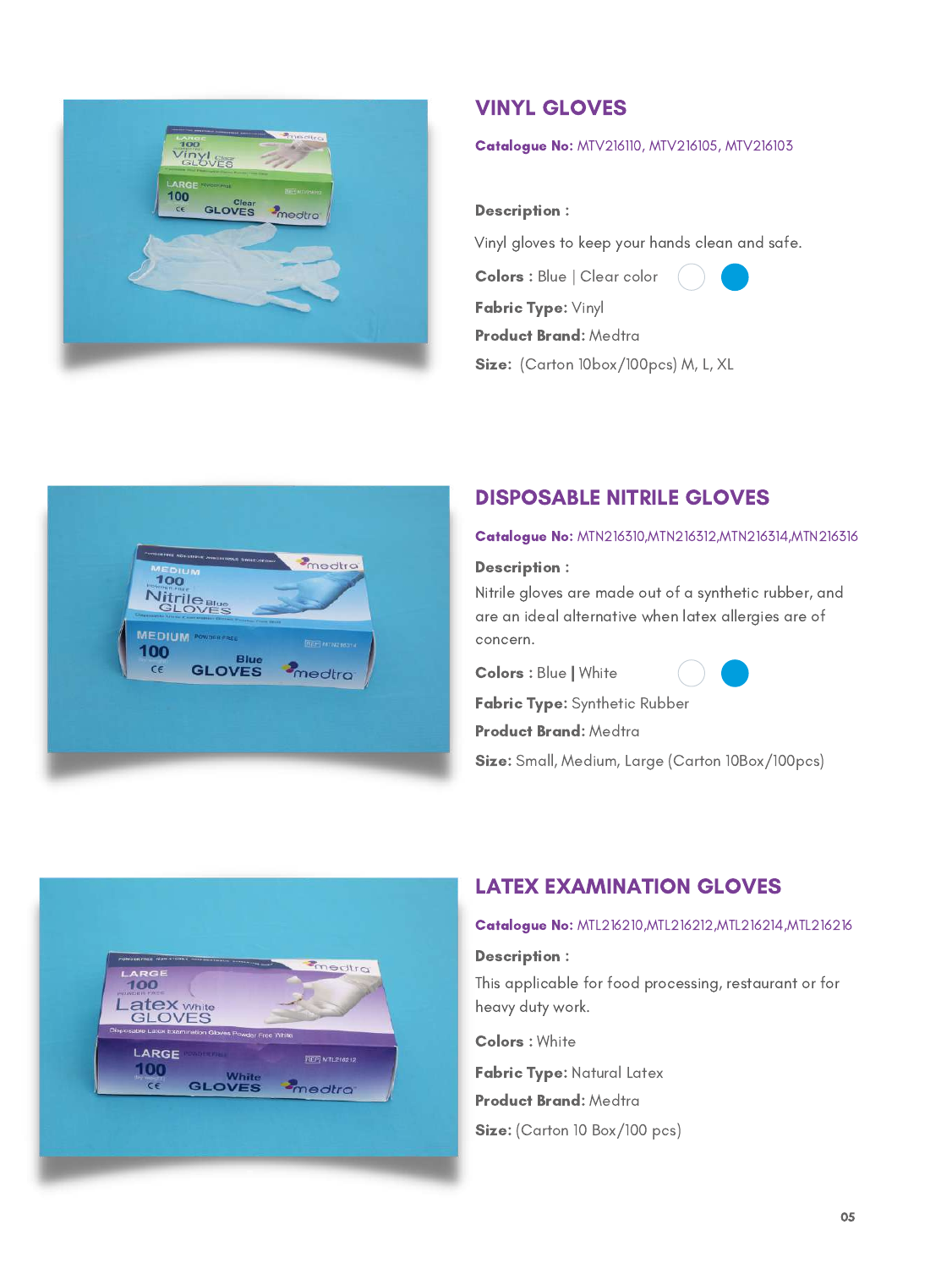## VINYL GLOVES

**Catalogue No:** MTV216110, MTV216105, MTV216103

**Description :**

Vinyl gloves to keep your hands clean and safe.

**Colors :** Blue | Clear color

**Fabric Type:** Vinyl

**Product Brand:** Medtra

**Size:** (Carton 10box/100pcs) M, L, XL

## DISPOSABLE NITRILE GLOVES

**Catalogue No:** MTN216310,MTN216312,MTN216314,MTN216316

**Description :**

Nitrile gloves are made out of a synthetic rubber, and are an ideal alternative when latex allergies are of concern.

**Colors :** Blue **|** White

**Fabric Type:** Synthetic Rubber

**Product Brand:** Medtra

**Size:** Small, Medium, Large (Carton 10Box/100pcs)

## LATEX EXAMINATION GLOVES

**Catalogue No:** MTL216210,MTL216212,MTL216214,MTL216216

**Description :**

This applicable for food processing, restaurant or for heavy duty work.

**Colors :** White

**Fabric Type:** Natural Latex

**Product Brand:** Medtra

**Size:** (Carton 10 Box/100 pcs)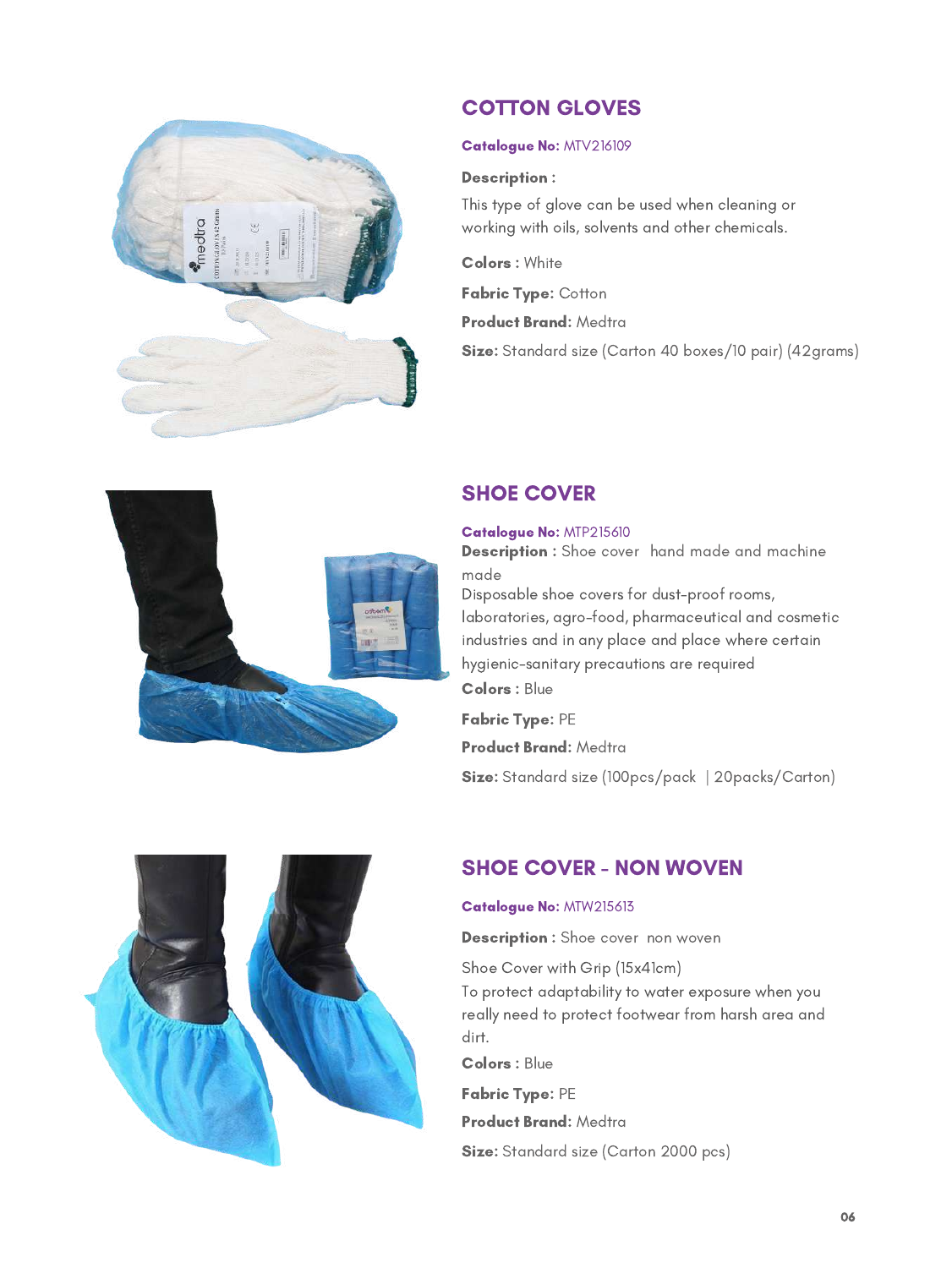## COTTON GLOVES

**Catalogue No:** MTV216109

**Description :**

This type of glove can be used when cleaning or working with oils, solvents and other chemicals.

**Colors :** White

**Fabric Type:** Cotton

**Product Brand:** Medtra

**Size:** Standard size (Carton 40 boxes/10 pair) (42grams)

## SHOE COVER

**Catalogue No:** MTP215610

**Description :** Shoe cover hand made and machine made

Disposable shoe covers for dust-proof rooms, laboratories, agro-food, pharmaceutical and cosmetic industries and in any place and place where certain hygienic-sanitary precautions are required

**Colors :** Blue

**Fabric Type:** PE

**Product Brand:** Medtra

**Size:** Standard size (100pcs/pack | 20packs/Carton)

## SHOE COVER - NON WOVEN

**Catalogue No:** MTW215613

**Description :** Shoe cover non woven

Shoe Cover with Grip (15x41cm)

To protect adaptability to water exposure when you really need to protect footwear from harsh area and dirt.

**Colors :** Blue

**Fabric Type:** PE

**Product Brand:** Medtra

**Size:** Standard size (Carton 2000 pcs)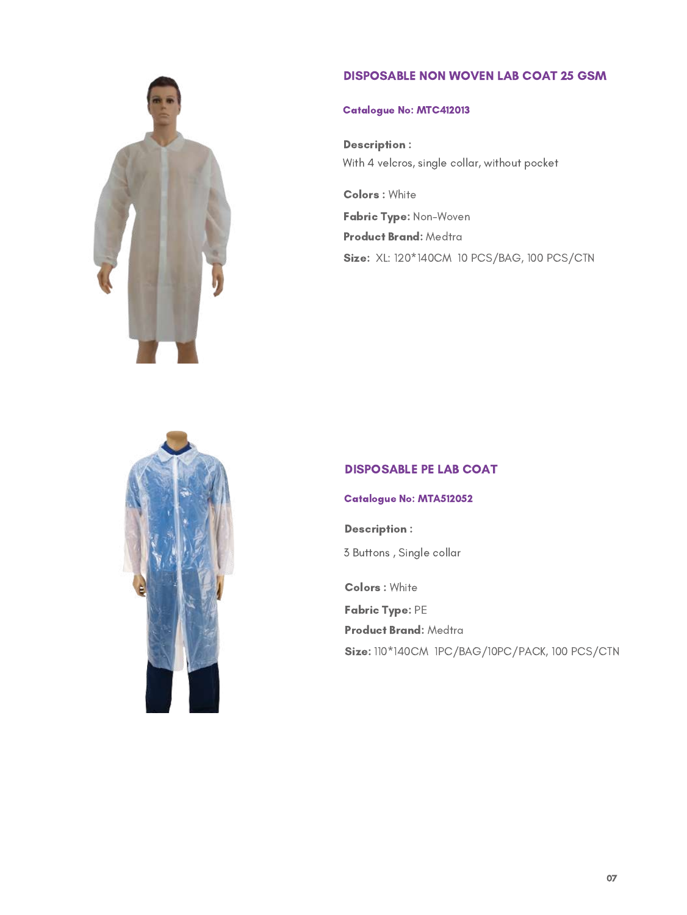## DISPOSABLE NON WOVEN LAB COAT 25 GSM

**Catalogue No: MTC412013**

**Description :**
With 4 velcros, single collar, without pocket

**Colors :** White

**Fabric Type:** Non-Woven

**Product Brand:** Medtra

**Size:** XL: 120*140CM 10 PCS/BAG, 100 PCS/CTN

## DISPOSABLE PE LAB COAT

**Catalogue No: MTA512052**

**Description :**

3 Buttons , Single collar

**Colors :** White

**Fabric Type:** PE

**Product Brand:** Medtra

**Size:** 110*140CM 1PC/BAG/10PC/PACK, 100 PCS/CTN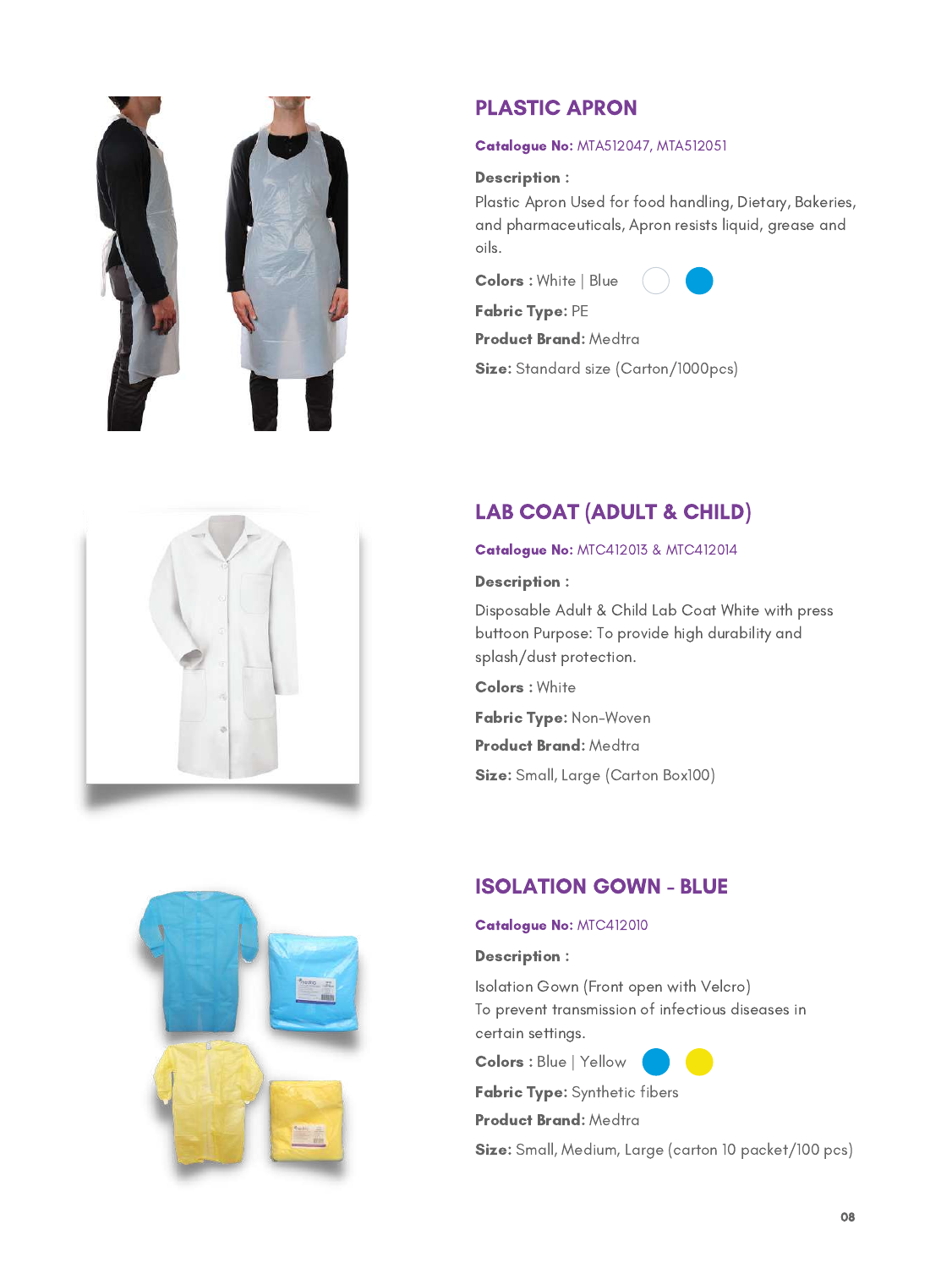## PLASTIC APRON

**Catalogue No:** MTA512047, MTA512051

**Description :**

Plastic Apron Used for food handling, Dietary, Bakeries, and pharmaceuticals, Apron resists liquid, grease and oils.

**Colors :** White | Blue

**Fabric Type:** PE

**Product Brand:** Medtra

**Size:** Standard size (Carton/1000pcs)

## LAB COAT (ADULT & CHILD)

**Catalogue No:** MTC412013 & MTC412014

**Description :**

Disposable Adult & Child Lab Coat White with press buttoon Purpose: To provide high durability and splash/dust protection.

**Colors :** White

**Fabric Type:** Non-Woven

**Product Brand:** Medtra

**Size:** Small, Large (Carton Box100)

## ISOLATION GOWN - BLUE

**Catalogue No:** MTC412010

**Description :**

Isolation Gown (Front open with Velcro)
To prevent transmission of infectious diseases in certain settings.

**Colors :** Blue | Yellow

**Fabric Type:** Synthetic fibers

**Product Brand:** Medtra

**Size:** Small, Medium, Large (carton 10 packet/100 pcs)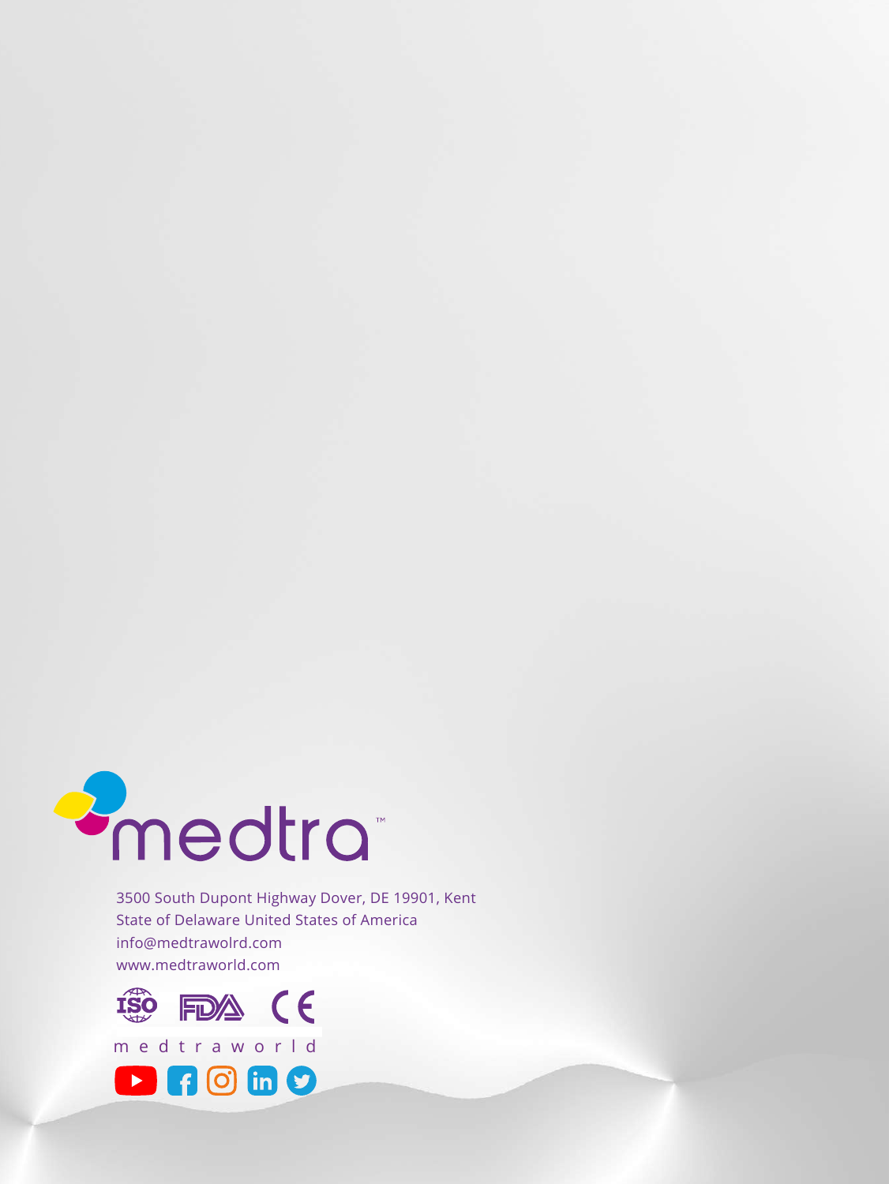medtra™

3500 South Dupont Highway Dover, DE 19901, Kent
State of Delaware United States of America
info@medtrawolrd.com
www.medtraworld.com

medtraworld